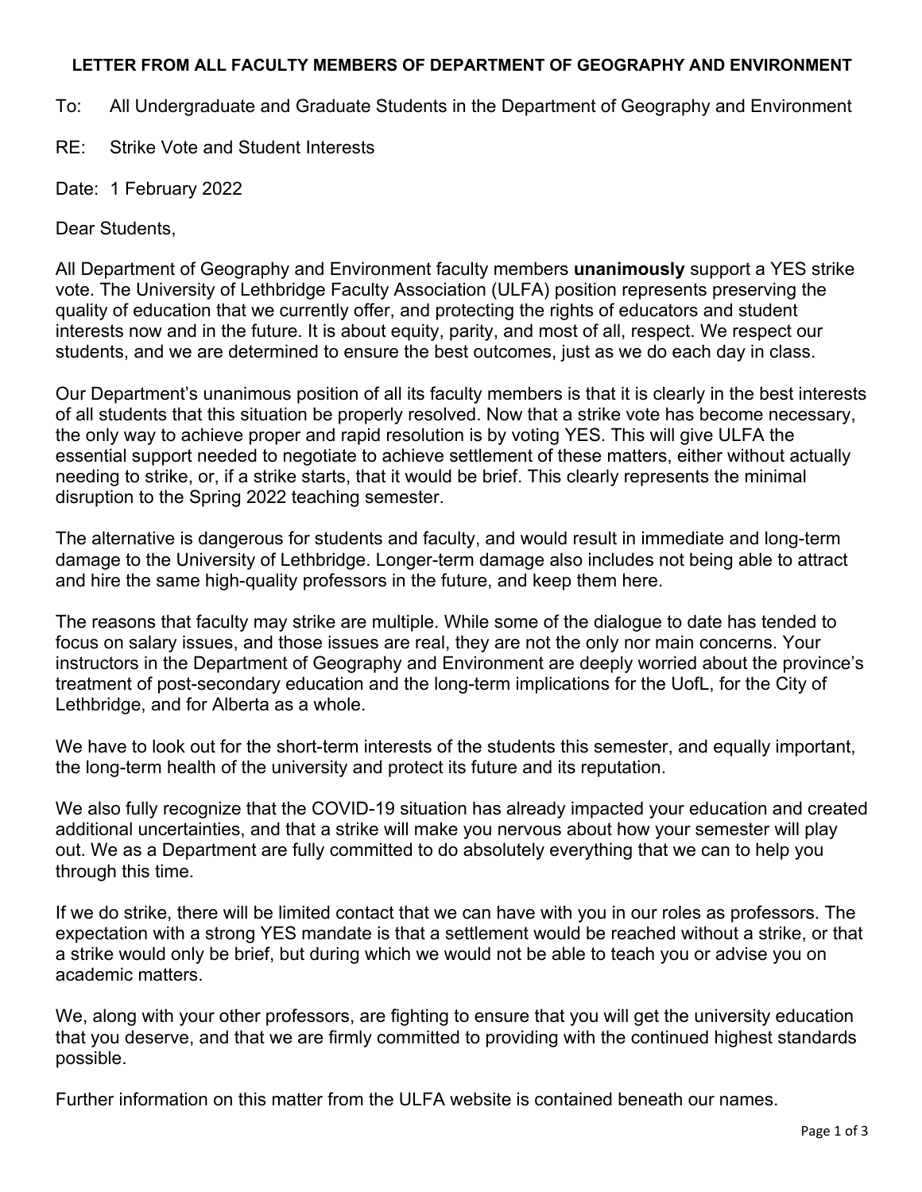**LETTER FROM ALL FACULTY MEMBERS OF DEPARTMENT OF GEOGRAPHY AND ENVIRONMENT**

To: All Undergraduate and Graduate Students in the Department of Geography and Environment

RE: Strike Vote and Student Interests

Date: 1 February 2022

Dear Students,

All Department of Geography and Environment faculty members **unanimously** support a YES strike vote. The University of Lethbridge Faculty Association (ULFA) position represents preserving the quality of education that we currently offer, and protecting the rights of educators and student interests now and in the future. It is about equity, parity, and most of all, respect. We respect our students, and we are determined to ensure the best outcomes, just as we do each day in class.

Our Department's unanimous position of all its faculty members is that it is clearly in the best interests of all students that this situation be properly resolved. Now that a strike vote has become necessary, the only way to achieve proper and rapid resolution is by voting YES. This will give ULFA the essential support needed to negotiate to achieve settlement of these matters, either without actually needing to strike, or, if a strike starts, that it would be brief. This clearly represents the minimal disruption to the Spring 2022 teaching semester.

The alternative is dangerous for students and faculty, and would result in immediate and long-term damage to the University of Lethbridge. Longer-term damage also includes not being able to attract and hire the same high-quality professors in the future, and keep them here.

The reasons that faculty may strike are multiple. While some of the dialogue to date has tended to focus on salary issues, and those issues are real, they are not the only nor main concerns. Your instructors in the Department of Geography and Environment are deeply worried about the province's treatment of post-secondary education and the long-term implications for the UofL, for the City of Lethbridge, and for Alberta as a whole.

We have to look out for the short-term interests of the students this semester, and equally important, the long-term health of the university and protect its future and its reputation.

We also fully recognize that the COVID-19 situation has already impacted your education and created additional uncertainties, and that a strike will make you nervous about how your semester will play out. We as a Department are fully committed to do absolutely everything that we can to help you through this time.

If we do strike, there will be limited contact that we can have with you in our roles as professors. The expectation with a strong YES mandate is that a settlement would be reached without a strike, or that a strike would only be brief, but during which we would not be able to teach you or advise you on academic matters.

We, along with your other professors, are fighting to ensure that you will get the university education that you deserve, and that we are firmly committed to providing with the continued highest standards possible.

Further information on this matter from the ULFA website is contained beneath our names.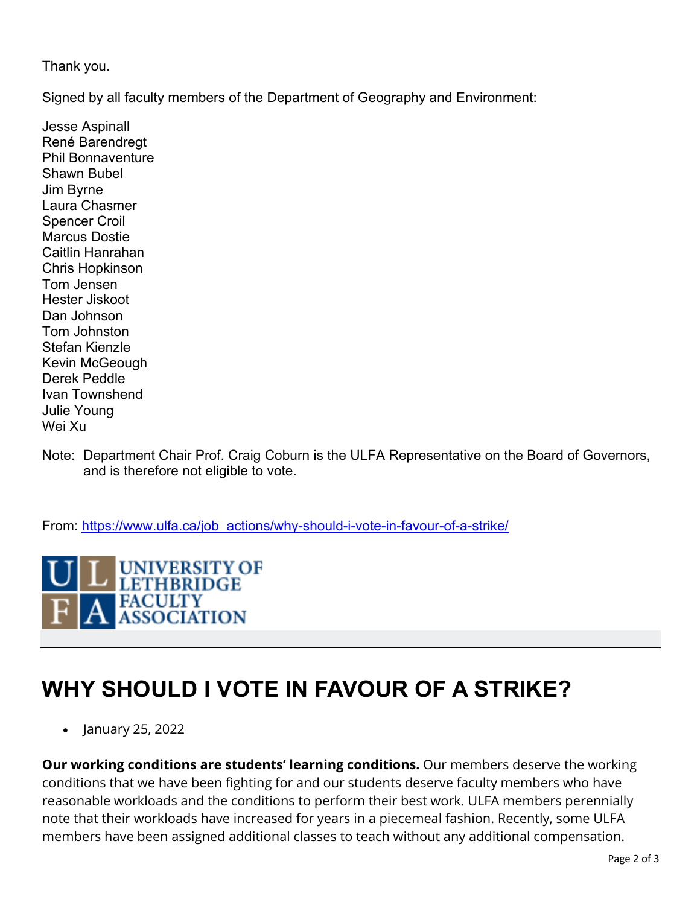Thank you.

Signed by all faculty members of the Department of Geography and Environment:

Jesse Aspinall
René Barendregt
Phil Bonnaventure
Shawn Bubel
Jim Byrne
Laura Chasmer
Spencer Croil
Marcus Dostie
Caitlin Hanrahan
Chris Hopkinson
Tom Jensen
Hester Jiskoot
Dan Johnson
Tom Johnston
Stefan Kienzle
Kevin McGeough
Derek Peddle
Ivan Townshend
Julie Young
Wei Xu

Note: Department Chair Prof. Craig Coburn is the ULFA Representative on the Board of Governors, and is therefore not eligible to vote.

From: https://www.ulfa.ca/job_actions/why-should-i-vote-in-favour-of-a-strike/

UNIVERSITY OF LETHBRIDGE FACULTY ASSOCIATION

# WHY SHOULD I VOTE IN FAVOUR OF A STRIKE?

- January 25, 2022

**Our working conditions are students' learning conditions.** Our members deserve the working conditions that we have been fighting for and our students deserve faculty members who have reasonable workloads and the conditions to perform their best work. ULFA members perennially note that their workloads have increased for years in a piecemeal fashion. Recently, some ULFA members have been assigned additional classes to teach without any additional compensation.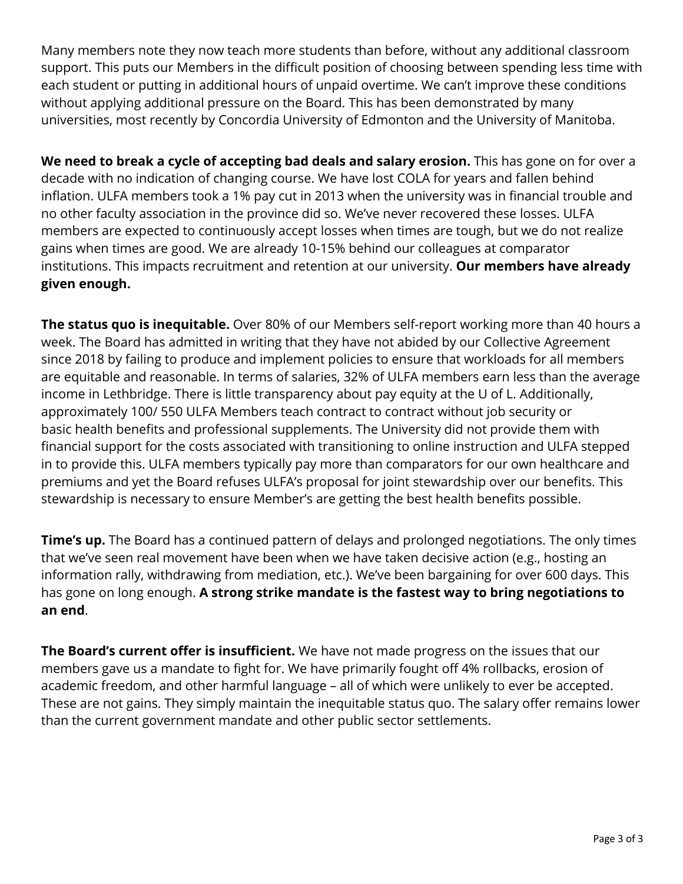Many members note they now teach more students than before, without any additional classroom support. This puts our Members in the difficult position of choosing between spending less time with each student or putting in additional hours of unpaid overtime. We can't improve these conditions without applying additional pressure on the Board. This has been demonstrated by many universities, most recently by Concordia University of Edmonton and the University of Manitoba.

**We need to break a cycle of accepting bad deals and salary erosion.** This has gone on for over a decade with no indication of changing course. We have lost COLA for years and fallen behind inflation. ULFA members took a 1% pay cut in 2013 when the university was in financial trouble and no other faculty association in the province did so. We've never recovered these losses. ULFA members are expected to continuously accept losses when times are tough, but we do not realize gains when times are good. We are already 10-15% behind our colleagues at comparator institutions. This impacts recruitment and retention at our university. **Our members have already given enough.**

**The status quo is inequitable.** Over 80% of our Members self-report working more than 40 hours a week. The Board has admitted in writing that they have not abided by our Collective Agreement since 2018 by failing to produce and implement policies to ensure that workloads for all members are equitable and reasonable. In terms of salaries, 32% of ULFA members earn less than the average income in Lethbridge. There is little transparency about pay equity at the U of L. Additionally, approximately 100/ 550 ULFA Members teach contract to contract without job security or basic health benefits and professional supplements. The University did not provide them with financial support for the costs associated with transitioning to online instruction and ULFA stepped in to provide this. ULFA members typically pay more than comparators for our own healthcare and premiums and yet the Board refuses ULFA's proposal for joint stewardship over our benefits. This stewardship is necessary to ensure Member's are getting the best health benefits possible.

**Time's up.** The Board has a continued pattern of delays and prolonged negotiations. The only times that we've seen real movement have been when we have taken decisive action (e.g., hosting an information rally, withdrawing from mediation, etc.). We've been bargaining for over 600 days. This has gone on long enough. **A strong strike mandate is the fastest way to bring negotiations to an end**.

**The Board's current offer is insufficient.** We have not made progress on the issues that our members gave us a mandate to fight for. We have primarily fought off 4% rollbacks, erosion of academic freedom, and other harmful language – all of which were unlikely to ever be accepted. These are not gains. They simply maintain the inequitable status quo. The salary offer remains lower than the current government mandate and other public sector settlements.